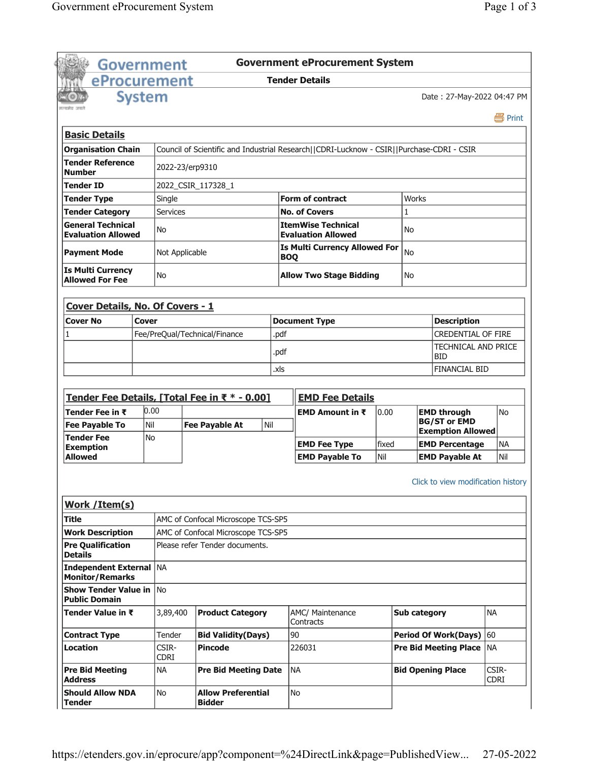# Government eProcurement System

## Tender Details

Date : 27-May-2022 04:47 PM

Print

### Basic Details

| | | | |
|---|---|---|---|
| **Organisation Chain** | Council of Scientific and Industrial Research\|\|CDRI-Lucknow - CSIR\|\|Purchase-CDRI - CSIR | | |
| **Tender Reference Number** | 2022-23/erp9310 | | |
| **Tender ID** | 2022_CSIR_117328_1 | | |
| **Tender Type** | Single | **Form of contract** | Works |
| **Tender Category** | Services | **No. of Covers** | 1 |
| **General Technical Evaluation Allowed** | No | **ItemWise Technical Evaluation Allowed** | No |
| **Payment Mode** | Not Applicable | **Is Multi Currency Allowed For BOQ** | No |
| **Is Multi Currency Allowed For Fee** | No | **Allow Two Stage Bidding** | No |

### Cover Details, No. Of Covers - 1

| Cover No | Cover | Document Type | Description |
|---|---|---|---|
| 1 | Fee/PreQual/Technical/Finance | .pdf | CREDENTIAL OF FIRE |
| | | .pdf | TECHNICAL AND PRICE BID |
| | | .xls | FINANCIAL BID |

### Tender Fee Details, [Total Fee in ₹ * - 0.00]

| | | | |
|---|---|---|---|
| **Tender Fee in ₹** | 0.00 | | |
| **Fee Payable To** | Nil | **Fee Payable At** | Nil |
| **Tender Fee Exemption Allowed** | No | | |

### EMD Fee Details

| | | | |
|---|---|---|---|
| **EMD Amount in ₹** | 0.00 | **EMD through BG/ST or EMD Exemption Allowed** | No |
| **EMD Fee Type** | fixed | **EMD Percentage** | NA |
| **EMD Payable To** | Nil | **EMD Payable At** | Nil |

Click to view modification history

### Work /Item(s)

| | | | | | |
|---|---|---|---|---|---|
| **Title** | AMC of Confocal Microscope TCS-SP5 | | | | |
| **Work Description** | AMC of Confocal Microscope TCS-SP5 | | | | |
| **Pre Qualification Details** | Please refer Tender documents. | | | | |
| **Independent External Monitor/Remarks** | NA | | | | |
| **Show Tender Value in Public Domain** | No | | | | |
| **Tender Value in ₹** | 3,89,400 | **Product Category** | AMC/ Maintenance Contracts | **Sub category** | NA |
| **Contract Type** | Tender | **Bid Validity(Days)** | 90 | **Period Of Work(Days)** | 60 |
| **Location** | CSIR-CDRI | **Pincode** | 226031 | **Pre Bid Meeting Place** | NA |
| **Pre Bid Meeting Address** | NA | **Pre Bid Meeting Date** | NA | **Bid Opening Place** | CSIR-CDRI |
| **Should Allow NDA Tender** | No | **Allow Preferential Bidder** | No | | |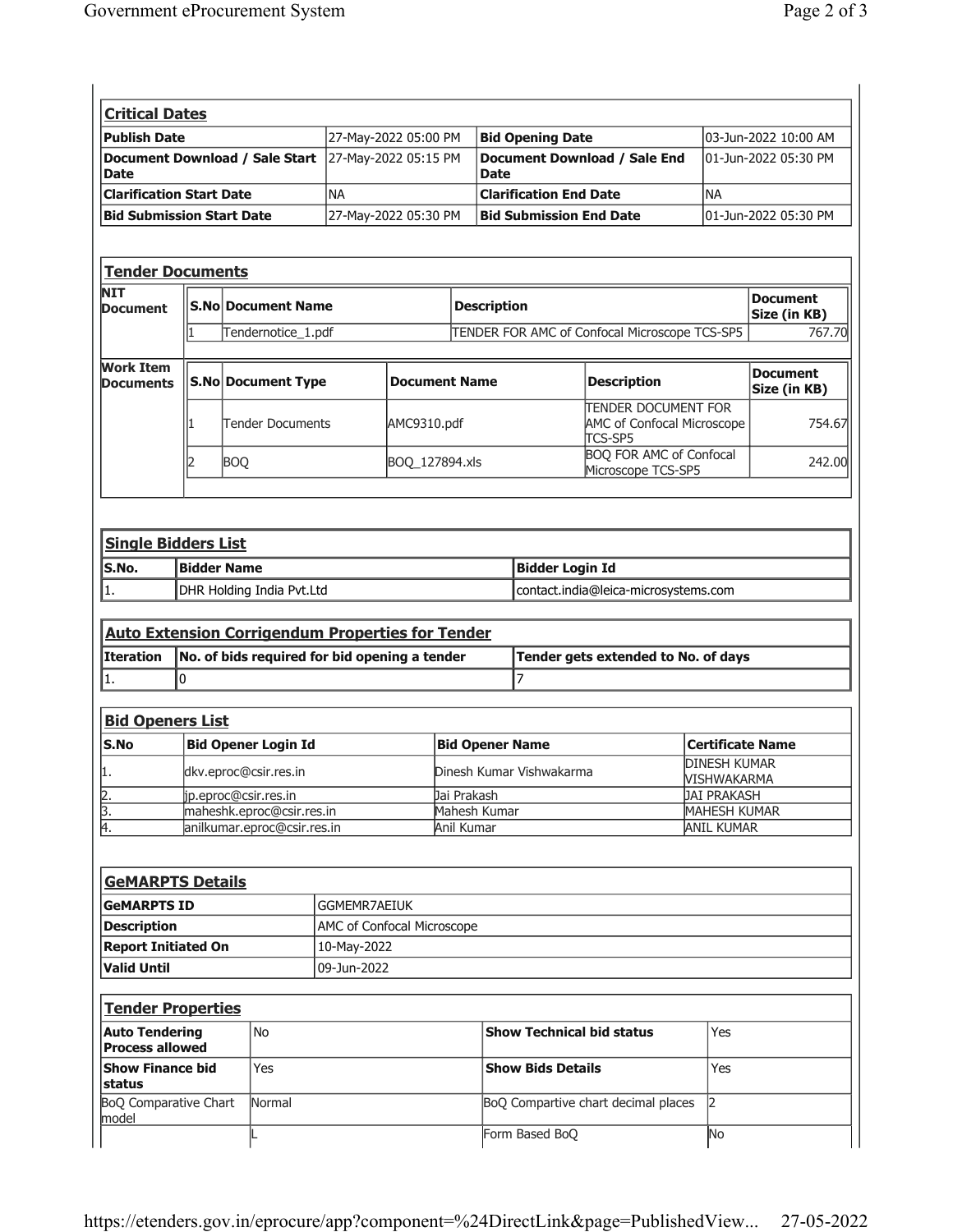## Critical Dates

| Publish Date | 27-May-2022 05:00 PM | Bid Opening Date | 03-Jun-2022 10:00 AM |
|---|---|---|---|
| Document Download / Sale Start Date | 27-May-2022 05:15 PM | Document Download / Sale End Date | 01-Jun-2022 05:30 PM |
| Clarification Start Date | NA | Clarification End Date | NA |
| Bid Submission Start Date | 27-May-2022 05:30 PM | Bid Submission End Date | 01-Jun-2022 05:30 PM |

## Tender Documents

**NIT Document**

| S.No | Document Name | Description | Document Size (in KB) |
|---|---|---|---|
| 1 | Tendernotice_1.pdf | TENDER FOR AMC of Confocal Microscope TCS-SP5 | 767.70 |

**Work Item Documents**

| S.No | Document Type | Document Name | Description | Document Size (in KB) |
|---|---|---|---|---|
| 1 | Tender Documents | AMC9310.pdf | TENDER DOCUMENT FOR AMC of Confocal Microscope TCS-SP5 | 754.67 |
| 2 | BOQ | BOQ_127894.xls | BOQ FOR AMC of Confocal Microscope TCS-SP5 | 242.00 |

## Single Bidders List

| S.No. | Bidder Name | Bidder Login Id |
|---|---|---|
| 1. | DHR Holding India Pvt.Ltd | contact.india@leica-microsystems.com |

## Auto Extension Corrigendum Properties for Tender

| Iteration | No. of bids required for bid opening a tender | Tender gets extended to No. of days |
|---|---|---|
| 1. | 0 | 7 |

## Bid Openers List

| S.No | Bid Opener Login Id | Bid Opener Name | Certificate Name |
|---|---|---|---|
| 1. | dkv.eproc@csir.res.in | Dinesh Kumar Vishwakarma | DINESH KUMAR VISHWAKARMA |
| 2. | jp.eproc@csir.res.in | Jai Prakash | JAI PRAKASH |
| 3. | maheshk.eproc@csir.res.in | Mahesh Kumar | MAHESH KUMAR |
| 4. | anilkumar.eproc@csir.res.in | Anil Kumar | ANIL KUMAR |

## GeMARPTS Details

| GeMARPTS ID | GGMEMR7AEIUK |
|---|---|
| Description | AMC of Confocal Microscope |
| Report Initiated On | 10-May-2022 |
| Valid Until | 09-Jun-2022 |

## Tender Properties

| Auto Tendering Process allowed | No | Show Technical bid status | Yes |
|---|---|---|---|
| Show Finance bid status | Yes | Show Bids Details | Yes |
| BoQ Comparative Chart model | Normal | BoQ Compartive chart decimal places | 2 |
| | L | Form Based BoQ | No |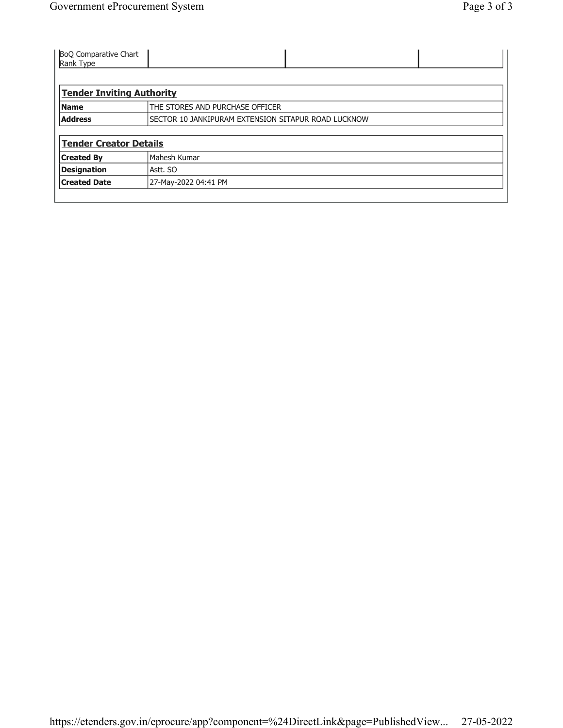| BoQ Comparative Chart Rank Type | | | |
|---|---|---|---|

| **Tender Inviting Authority** | |
|---|---|
| **Name** | THE STORES AND PURCHASE OFFICER |
| **Address** | SECTOR 10 JANKIPURAM EXTENSION SITAPUR ROAD LUCKNOW |

| **Tender Creator Details** | |
|---|---|
| **Created By** | Mahesh Kumar |
| **Designation** | Astt. SO |
| **Created Date** | 27-May-2022 04:41 PM |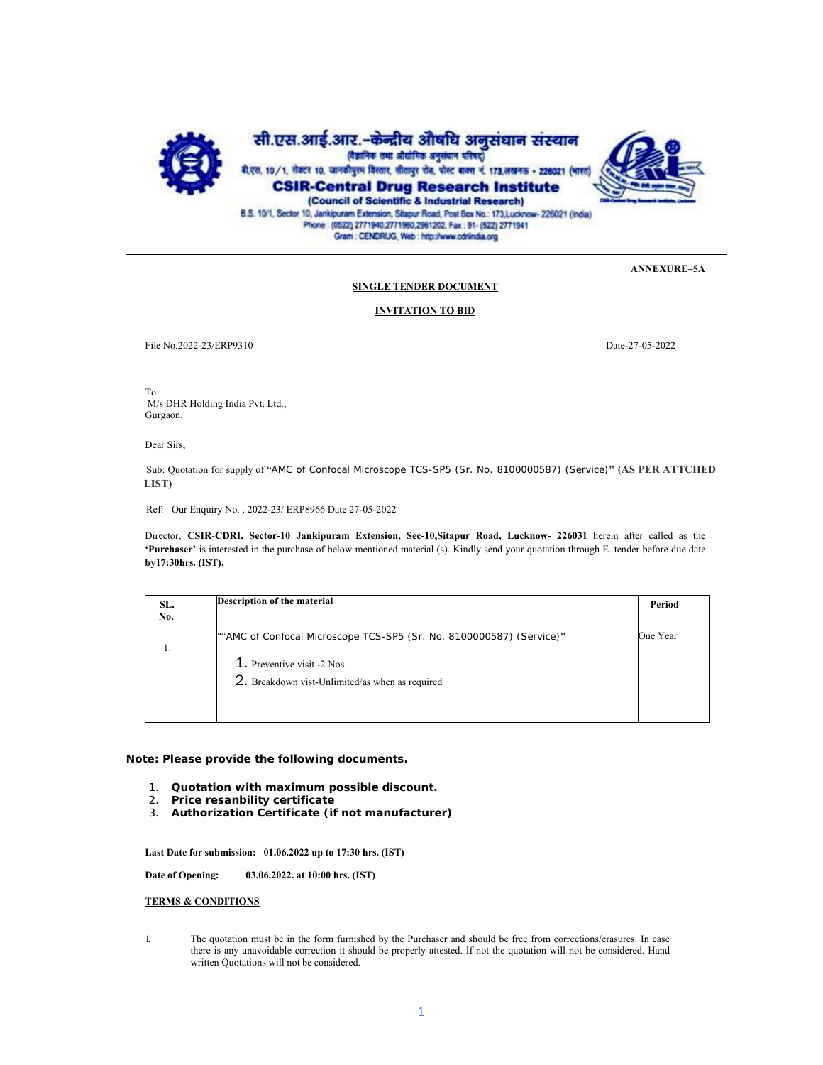सी.एस.आई.आर.–केन्द्रीय औषधि अनुसंधान संस्थान

(वैज्ञानिक तथा औद्योगिक अनुसंधान परिषद्)

बी.एस. 10/1, सेक्टर 10, जानकीपुरम विस्तार, सीतापुर रोड, पोस्ट बाक्स नं. 173,लखनऊ - 226021 (भारत)

**CSIR-Central Drug Research Institute**

**(Council of Scientific & Industrial Research)**

B.S. 10/1, Sector 10, Jankipuram Extension, Sitapur Road, Post Box No.: 173,Lucknow- 226021 (India)
Phone : (0522) 2771940,2771960,2961202, Fax : 91- (522) 2771941
Gram : CENDRUG, Web : http://www.cdriindia.org

**ANNEXURE–5A**

**SINGLE TENDER DOCUMENT**

**INVITATION TO BID**

File No.2022-23/ERP9310 Date-27-05-2022

To
M/s DHR Holding India Pvt. Ltd.,
Gurgaon.

Dear Sirs,

Sub: Quotation for supply of "AMC of Confocal Microscope TCS-SP5 (Sr. No. 8100000587) (Service)" **(AS PER ATTCHED LIST)**

Ref: Our Enquiry No. . 2022-23/ ERP8966 Date 27-05-2022

Director, **CSIR-CDRI, Sector-10 Jankipuram Extension, Sec-10,Sitapur Road, Lucknow- 226031** herein after called as the **'Purchaser'** is interested in the purchase of below mentioned material (s). Kindly send your quotation through E. tender before due date **by17:30hrs. (IST).**

| SL. No. | Description of the material | Period |
|---|---|---|
| 1. | ""AMC of Confocal Microscope TCS-SP5 (Sr. No. 8100000587) (Service)"<br>1. Preventive visit -2 Nos.<br>2. Breakdown vist-Unlimited/as when as required | One Year |

**Note: Please provide the following documents.**

1. **Quotation with maximum possible discount.**
2. **Price resanbility certificate**
3. **Authorization Certificate (if not manufacturer)**

**Last Date for submission: 01.06.2022 up to 17:30 hrs. (IST)**

**Date of Opening: 03.06.2022. at 10:00 hrs. (IST)**

**TERMS & CONDITIONS**

1. The quotation must be in the form furnished by the Purchaser and should be free from corrections/erasures. In case there is any unavoidable correction it should be properly attested. If not the quotation will not be considered. Hand written Quotations will not be considered.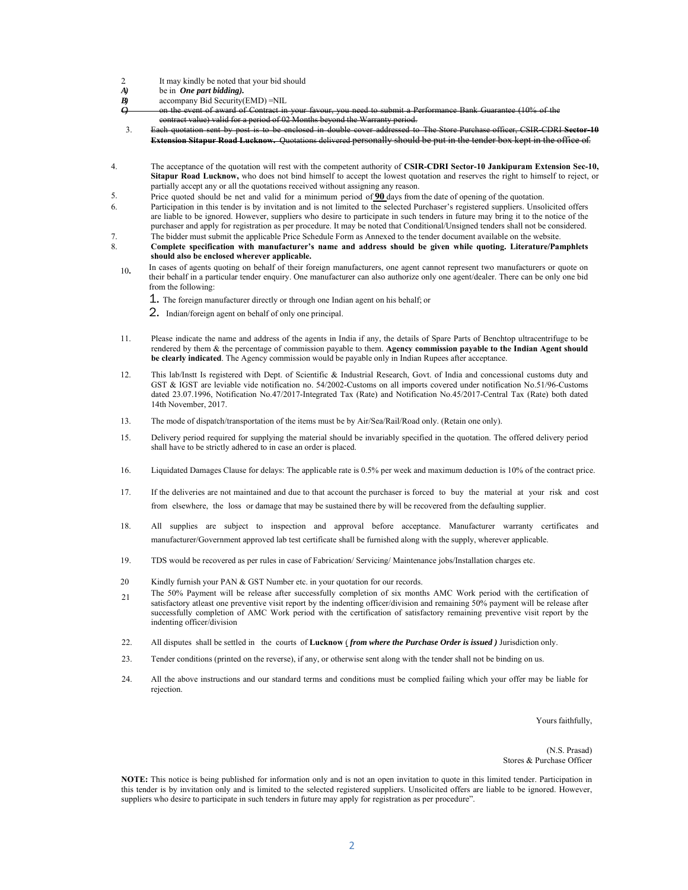2. It may kindly be noted that your bid should

*A)* be in ***One part bidding).***

*B)* accompany Bid Security(EMD) =NIL

~~*C)* on the event of award of Contract in your favour, you need to submit a Performance Bank Guarantee (10% of the contract value) valid for a period of 02 Months beyond the Warranty period.~~

3. ~~Each quotation sent by post is to be enclosed in double cover addressed to The Store Purchase officer, CSIR-CDRI **Sector-10 Extension Sitapur Road Lucknow.** Quotations delivered personally should be put in the tender box kept in the office of.~~

4. The acceptance of the quotation will rest with the competent authority of **CSIR-CDRI Sector-10 Jankipuram Extension Sec-10, Sitapur Road Lucknow,** who does not bind himself to accept the lowest quotation and reserves the right to himself to reject, or partially accept any or all the quotations received without assigning any reason.

5. Price quoted should be net and valid for a minimum period of **90** days from the date of opening of the quotation.

6. Participation in this tender is by invitation and is not limited to the selected Purchaser's registered suppliers. Unsolicited offers are liable to be ignored. However, suppliers who desire to participate in such tenders in future may bring it to the notice of the purchaser and apply for registration as per procedure. It may be noted that Conditional/Unsigned tenders shall not be considered.

7. The bidder must submit the applicable Price Schedule Form as Annexed to the tender document available on the website.

8. **Complete specification with manufacturer's name and address should be given while quoting. Literature/Pamphlets should also be enclosed wherever applicable.**

10. In cases of agents quoting on behalf of their foreign manufacturers, one agent cannot represent two manufacturers or quote on their behalf in a particular tender enquiry. One manufacturer can also authorize only one agent/dealer. There can be only one bid from the following:

    1. The foreign manufacturer directly or through one Indian agent on his behalf; or
    2. Indian/foreign agent on behalf of only one principal.

11. Please indicate the name and address of the agents in India if any, the details of Spare Parts of Benchtop ultracentrifuge to be rendered by them & the percentage of commission payable to them. **Agency commission payable to the Indian Agent should be clearly indicated**. The Agency commission would be payable only in Indian Rupees after acceptance.

12. This lab/Instt Is registered with Dept. of Scientific & Industrial Research, Govt. of India and concessional customs duty and GST & IGST are leviable vide notification no. 54/2002-Customs on all imports covered under notification No.51/96-Customs dated 23.07.1996, Notification No.47/2017-Integrated Tax (Rate) and Notification No.45/2017-Central Tax (Rate) both dated 14th November, 2017.

13. The mode of dispatch/transportation of the items must be by Air/Sea/Rail/Road only. (Retain one only).

15. Delivery period required for supplying the material should be invariably specified in the quotation. The offered delivery period shall have to be strictly adhered to in case an order is placed.

16. Liquidated Damages Clause for delays: The applicable rate is 0.5% per week and maximum deduction is 10% of the contract price.

17. If the deliveries are not maintained and due to that account the purchaser is forced to buy the material at your risk and cost from elsewhere, the loss or damage that may be sustained there by will be recovered from the defaulting supplier.

18. All supplies are subject to inspection and approval before acceptance. Manufacturer warranty certificates and manufacturer/Government approved lab test certificate shall be furnished along with the supply, wherever applicable.

19. TDS would be recovered as per rules in case of Fabrication/ Servicing/ Maintenance jobs/Installation charges etc.

20. Kindly furnish your PAN & GST Number etc. in your quotation for our records.

21. The 50% Payment will be release after successfully completion of six months AMC Work period with the certification of satisfactory atleast one preventive visit report by the indenting officer/division and remaining 50% payment will be release after successfully completion of AMC Work period with the certification of satisfactory remaining preventive visit report by the indenting officer/division

22. All disputes shall be settled in the courts of **Lucknow** ( ***from where the Purchase Order is issued )*** Jurisdiction only.

23. Tender conditions (printed on the reverse), if any, or otherwise sent along with the tender shall not be binding on us.

24. All the above instructions and our standard terms and conditions must be complied failing which your offer may be liable for rejection.

Yours faithfully,

(N.S. Prasad)
Stores & Purchase Officer

**NOTE:** This notice is being published for information only and is not an open invitation to quote in this limited tender. Participation in this tender is by invitation only and is limited to the selected registered suppliers. Unsolicited offers are liable to be ignored. However, suppliers who desire to participate in such tenders in future may apply for registration as per procedure".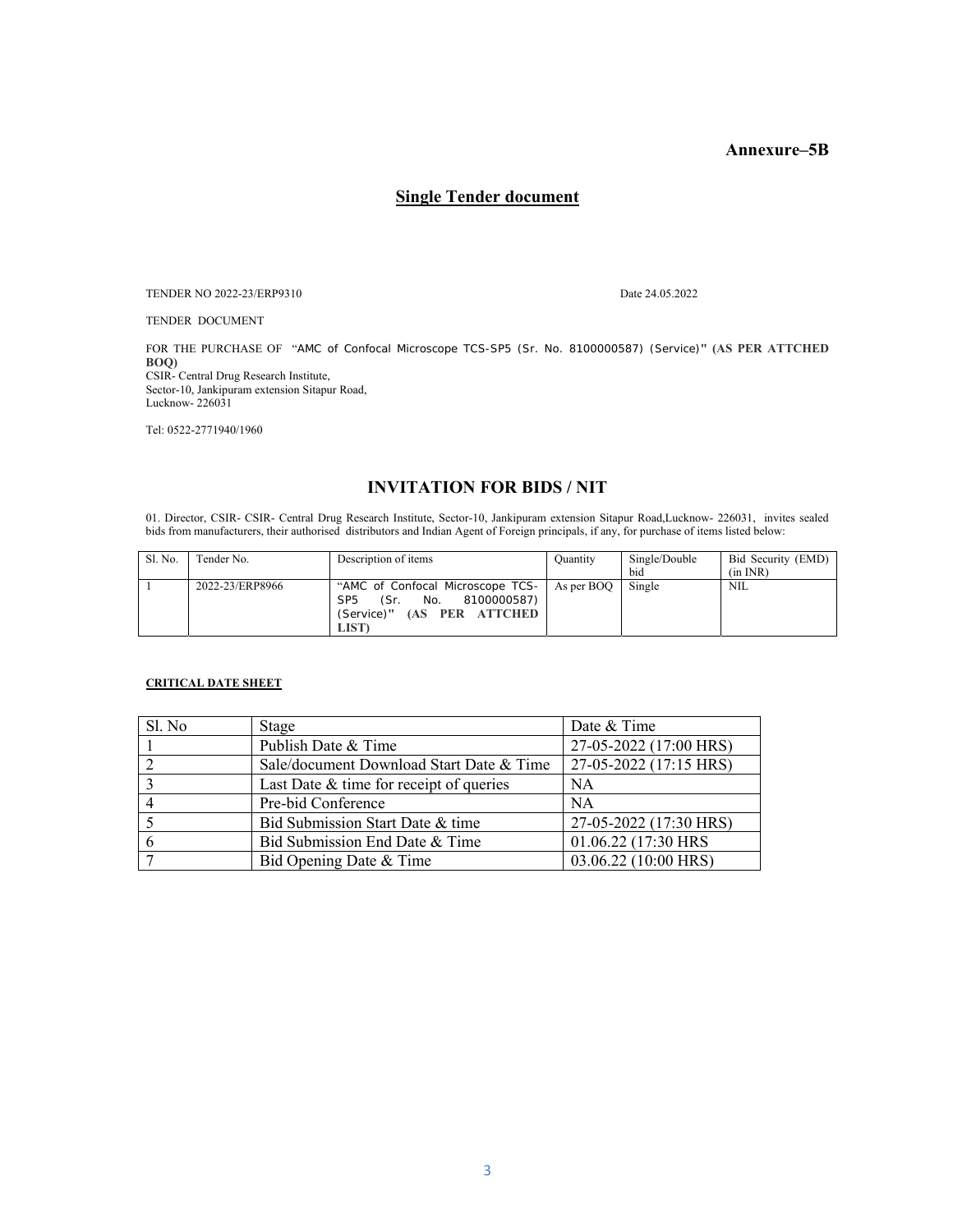**Annexure–5B**

## Single Tender document

TENDER NO 2022-23/ERP9310 Date 24.05.2022

TENDER DOCUMENT

FOR THE PURCHASE OF "AMC of Confocal Microscope TCS-SP5 (Sr. No. 8100000587) (Service)" **(AS PER ATTCHED BOQ)**
CSIR- Central Drug Research Institute,
Sector-10, Jankipuram extension Sitapur Road,
Lucknow- 226031

Tel: 0522-2771940/1960

## INVITATION FOR BIDS / NIT

01. Director, CSIR- CSIR- Central Drug Research Institute, Sector-10, Jankipuram extension Sitapur Road,Lucknow- 226031, invites sealed bids from manufacturers, their authorised distributors and Indian Agent of Foreign principals, if any, for purchase of items listed below:

| Sl. No. | Tender No. | Description of items | Quantity | Single/Double bid | Bid Security (EMD) (in INR) |
|---|---|---|---|---|---|
| 1 | 2022-23/ERP8966 | "AMC of Confocal Microscope TCS-SP5 (Sr. No. 8100000587) (Service)" **(AS PER ATTCHED LIST)** | As per BOQ | Single | NIL |

**CRITICAL DATE SHEET**

| Sl. No | Stage | Date & Time |
|---|---|---|
| 1 | Publish Date & Time | 27-05-2022 (17:00 HRS) |
| 2 | Sale/document Download Start Date & Time | 27-05-2022 (17:15 HRS) |
| 3 | Last Date & time for receipt of queries | NA |
| 4 | Pre-bid Conference | NA |
| 5 | Bid Submission Start Date & time | 27-05-2022 (17:30 HRS) |
| 6 | Bid Submission End Date & Time | 01.06.22 (17:30 HRS |
| 7 | Bid Opening Date & Time | 03.06.22 (10:00 HRS) |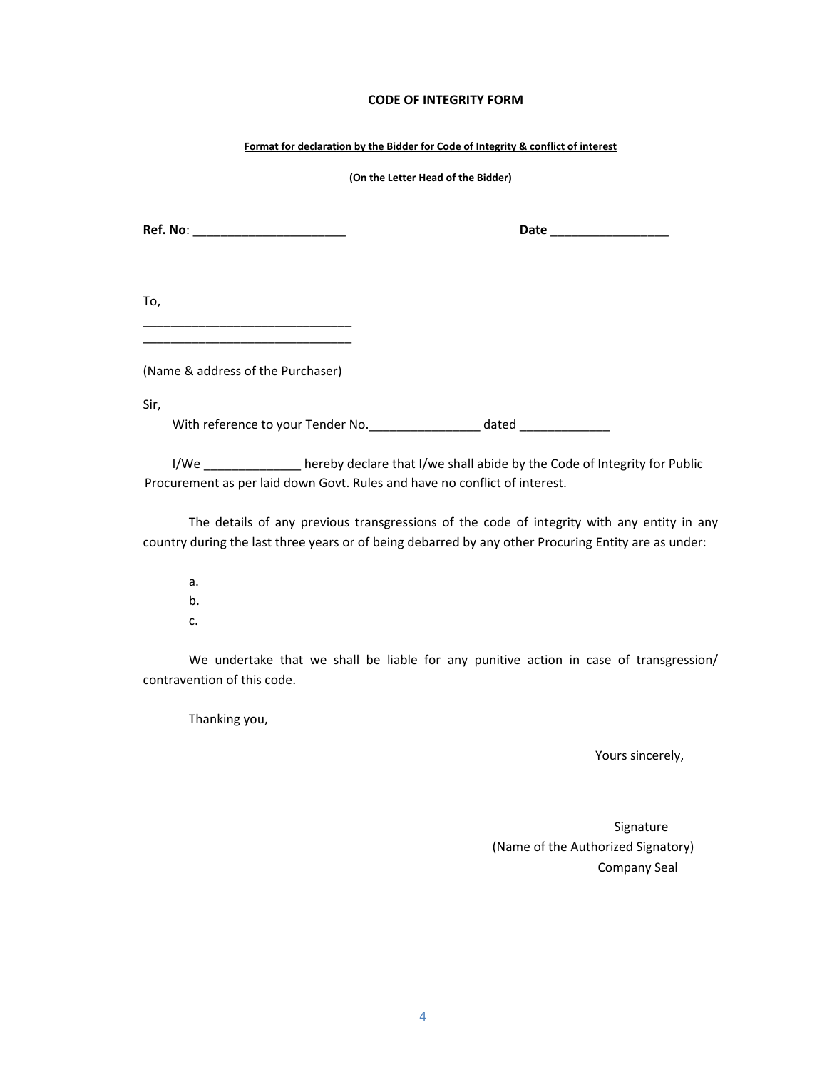# CODE OF INTEGRITY FORM

**Format for declaration by the Bidder for Code of Integrity & conflict of interest**

**(On the Letter Head of the Bidder)**

**Ref. No**: ______________________ **Date** _________________

To,
_______________________________
_______________________________

(Name & address of the Purchaser)

Sir,

With reference to your Tender No.________________ dated _____________

I/We ______________ hereby declare that I/we shall abide by the Code of Integrity for Public Procurement as per laid down Govt. Rules and have no conflict of interest.

The details of any previous transgressions of the code of integrity with any entity in any country during the last three years or of being debarred by any other Procuring Entity are as under:

a.
b.
c.

We undertake that we shall be liable for any punitive action in case of transgression/ contravention of this code.

Thanking you,

Yours sincerely,

Signature
(Name of the Authorized Signatory)
Company Seal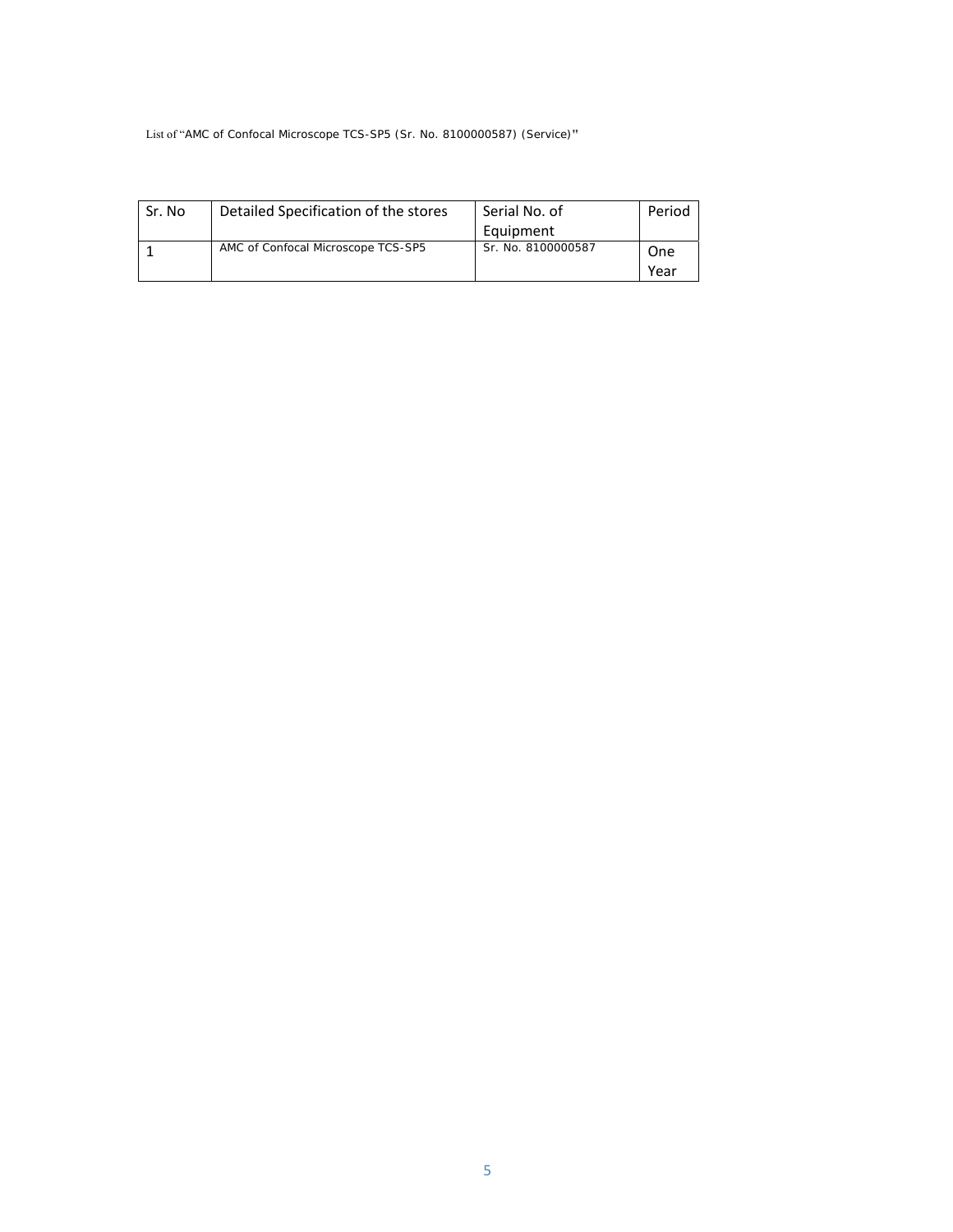List of "AMC of Confocal Microscope TCS-SP5 (Sr. No. 8100000587) (Service)"

| Sr. No | Detailed Specification of the stores | Serial No. of Equipment | Period |
|---|---|---|---|
| 1 | AMC of Confocal Microscope TCS-SP5 | Sr. No. 8100000587 | One Year |